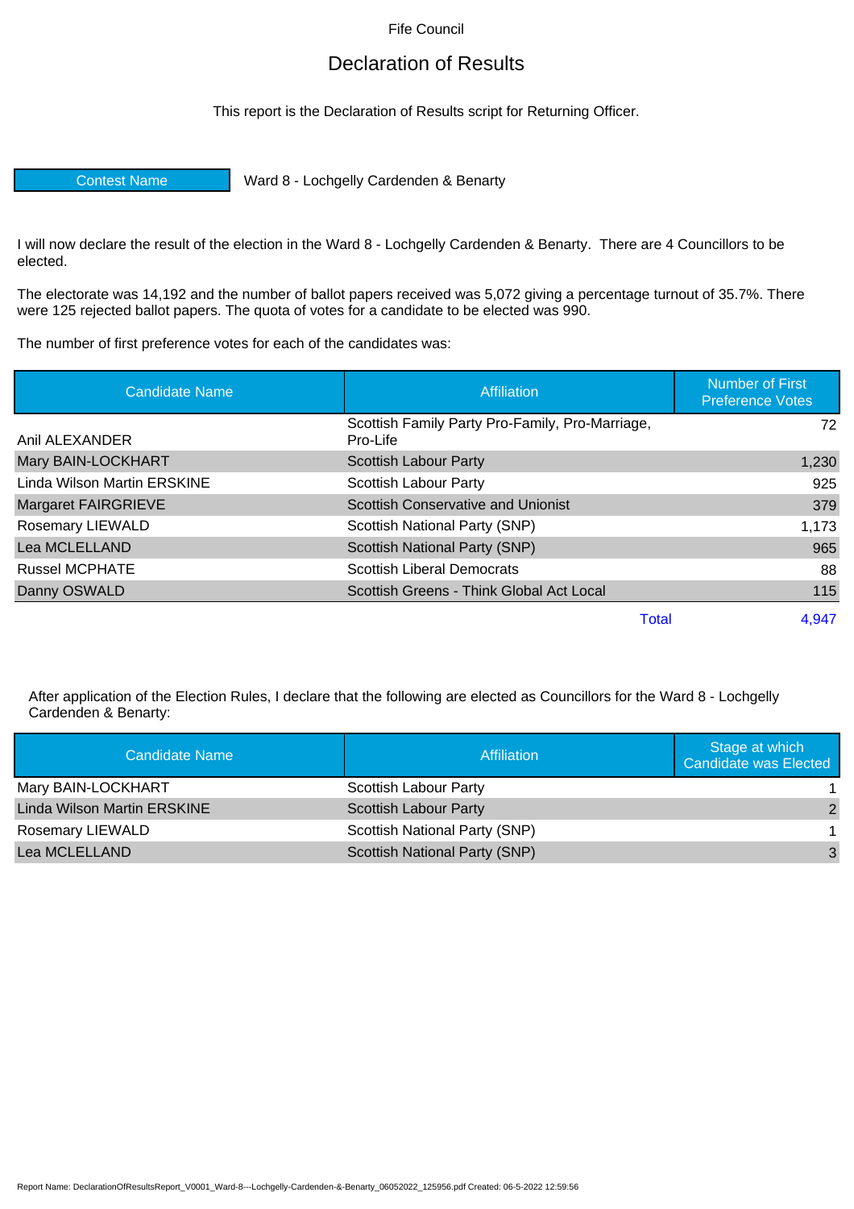Fife Council

# Declaration of Results

This report is the Declaration of Results script for Returning Officer.

| Contest Name | Ward 8 - Lochgelly Cardenden & Benarty |
|---|---|

I will now declare the result of the election in the Ward 8 - Lochgelly Cardenden & Benarty. There are 4 Councillors to be elected.

The electorate was 14,192 and the number of ballot papers received was 5,072 giving a percentage turnout of 35.7%. There were 125 rejected ballot papers. The quota of votes for a candidate to be elected was 990.

The number of first preference votes for each of the candidates was:

| Candidate Name | Affiliation | Number of First Preference Votes |
|---|---|---|
| Anil ALEXANDER | Scottish Family Party Pro-Family, Pro-Marriage, Pro-Life | 72 |
| Mary BAIN-LOCKHART | Scottish Labour Party | 1,230 |
| Linda Wilson Martin ERSKINE | Scottish Labour Party | 925 |
| Margaret FAIRGRIEVE | Scottish Conservative and Unionist | 379 |
| Rosemary LIEWALD | Scottish National Party (SNP) | 1,173 |
| Lea MCLELLAND | Scottish National Party (SNP) | 965 |
| Russel MCPHATE | Scottish Liberal Democrats | 88 |
| Danny OSWALD | Scottish Greens - Think Global Act Local | 115 |
| | Total | 4,947 |

After application of the Election Rules, I declare that the following are elected as Councillors for the Ward 8 - Lochgelly Cardenden & Benarty:

| Candidate Name | Affiliation | Stage at which Candidate was Elected |
|---|---|---|
| Mary BAIN-LOCKHART | Scottish Labour Party | 1 |
| Linda Wilson Martin ERSKINE | Scottish Labour Party | 2 |
| Rosemary LIEWALD | Scottish National Party (SNP) | 1 |
| Lea MCLELLAND | Scottish National Party (SNP) | 3 |

Report Name: DeclarationOfResultsReport_V0001_Ward-8---Lochgelly-Cardenden-&-Benarty_06052022_125956.pdf Created: 06-5-2022 12:59:56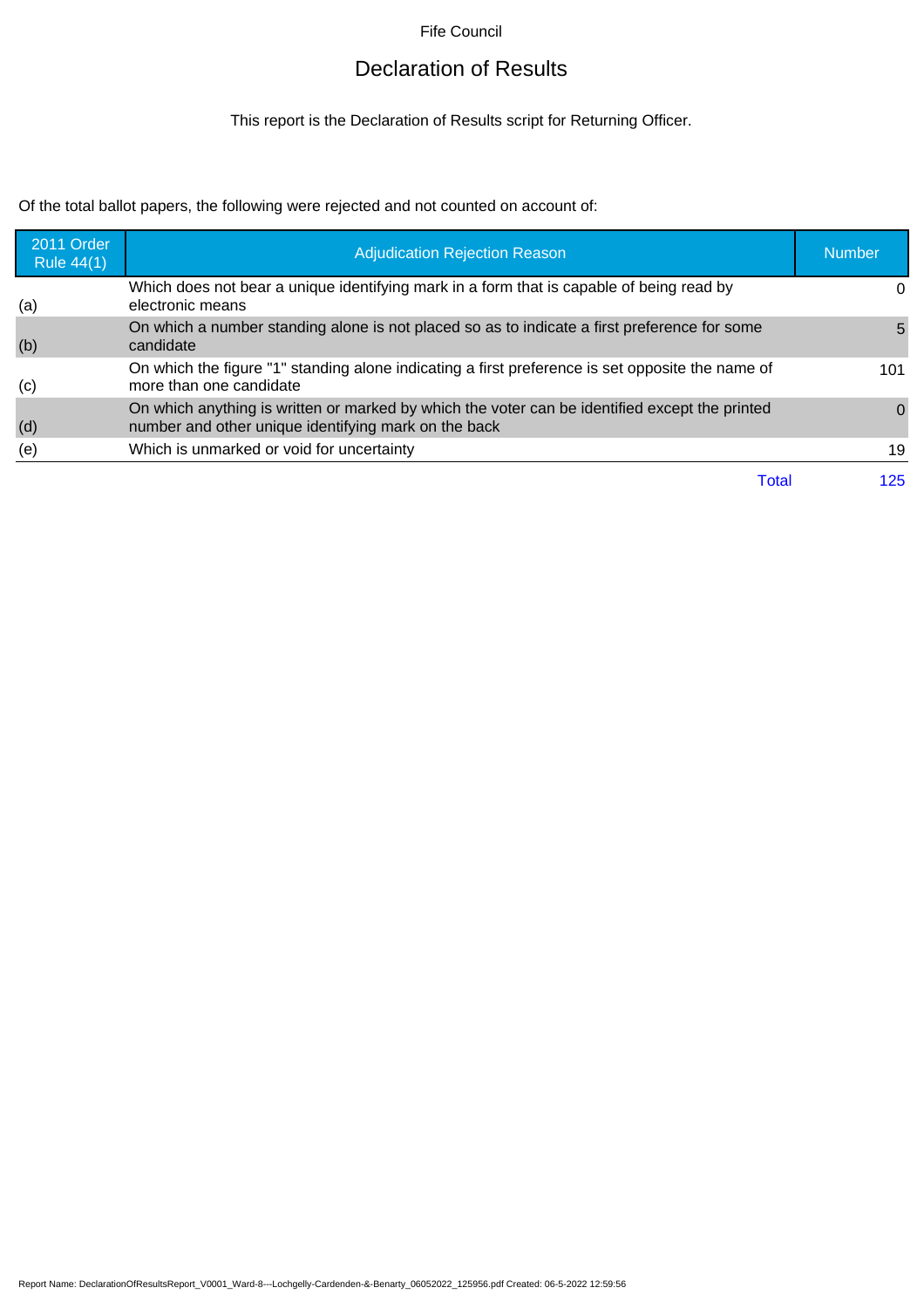Fife Council

# Declaration of Results

This report is the Declaration of Results script for Returning Officer.

Of the total ballot papers, the following were rejected and not counted on account of:

| 2011 Order Rule 44(1) | Adjudication Rejection Reason | Number |
|---|---|---|
| (a) | Which does not bear a unique identifying mark in a form that is capable of being read by electronic means | 0 |
| (b) | On which a number standing alone is not placed so as to indicate a first preference for some candidate | 5 |
| (c) | On which the figure "1" standing alone indicating a first preference is set opposite the name of more than one candidate | 101 |
| (d) | On which anything is written or marked by which the voter can be identified except the printed number and other unique identifying mark on the back | 0 |
| (e) | Which is unmarked or void for uncertainty | 19 |
| | Total | 125 |

Report Name: DeclarationOfResultsReport_V0001_Ward-8---Lochgelly-Cardenden-&-Benarty_06052022_125956.pdf Created: 06-5-2022 12:59:56